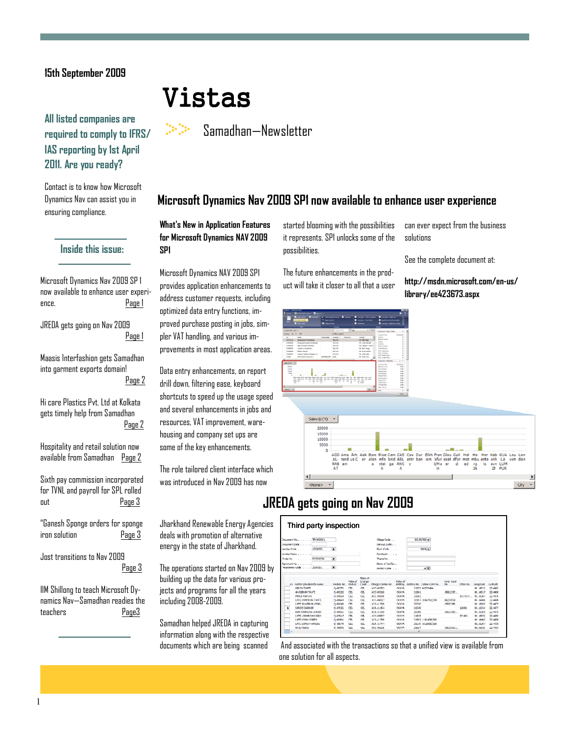15th September 2009

# Vistas

Samadhan—Newsletter

**All listed companies are required to comply to IFRS/ IAS reporting by 1st April 2011. Are you ready?**

Contact is to know how Microsoft Dynamics Nav can assist you in ensuring compliance.

### Inside this issue:

Microsoft Dynamics Nav 2009 SP 1 now available to enhance user experience. Page 1

JREDA gets going on Nav 2009 Page 1

Maasis Interfashion gets Samadhan into garment exports domain! Page 2

Hi care Plastics Pvt. Ltd at Kolkata gets timely help from Samadhan Page 2

Hospitality and retail solution now available from Samadhan Page 2

Sixth pay commission incorporated for TVNL and payroll for SPL rolled out Page 3

"Ganesh Sponge orders for sponge iron solution Page 3

Jost transitions to Nav 2009 Page 3

IIM Shillong to teach Microsoft Dynamics Nav—Samadhan readies the teachers Page3

## Microsoft Dynamics Nav 2009 SP1 now available to enhance user experience

**What's New in Application Features for Microsoft Dynamics NAV 2009 SP1**

Microsoft Dynamics NAV 2009 SP1 provides application enhancements to address customer requests, including optimized data entry functions, improved purchase posting in jobs, simpler VAT handling, and various improvements in most application areas.

Data entry enhancements, on report drill down, filtering ease, keyboard shortcuts to speed up the usage speed and several enhancements in jobs and resources, VAT improvement, warehousing and company set ups are some of the key enhancements.

The role tailored client interface which was introduced in Nav 2009 has now started blooming with the possibilities it represents. SP1 unlocks some of the possibilities.

The future enhancements in the product will take it closer to all that a user can ever expect from the business solutions

See the complete document at:

**http://msdn.microsoft.com/en-us/library/ee423673.aspx**

## JREDA gets going on Nav 2009

Jharkhand Renewable Energy Agencies deals with promotion of alternative energy in the state of Jharkhand.

The operations started on Nav 2009 by building up the data for various projects and programs for all the years including 2008-2009.

Samadhan helped JREDA in capturing information along with the respective documents which are being scanned And associated with the transactions so that a unified view is available from one solution for all aspects.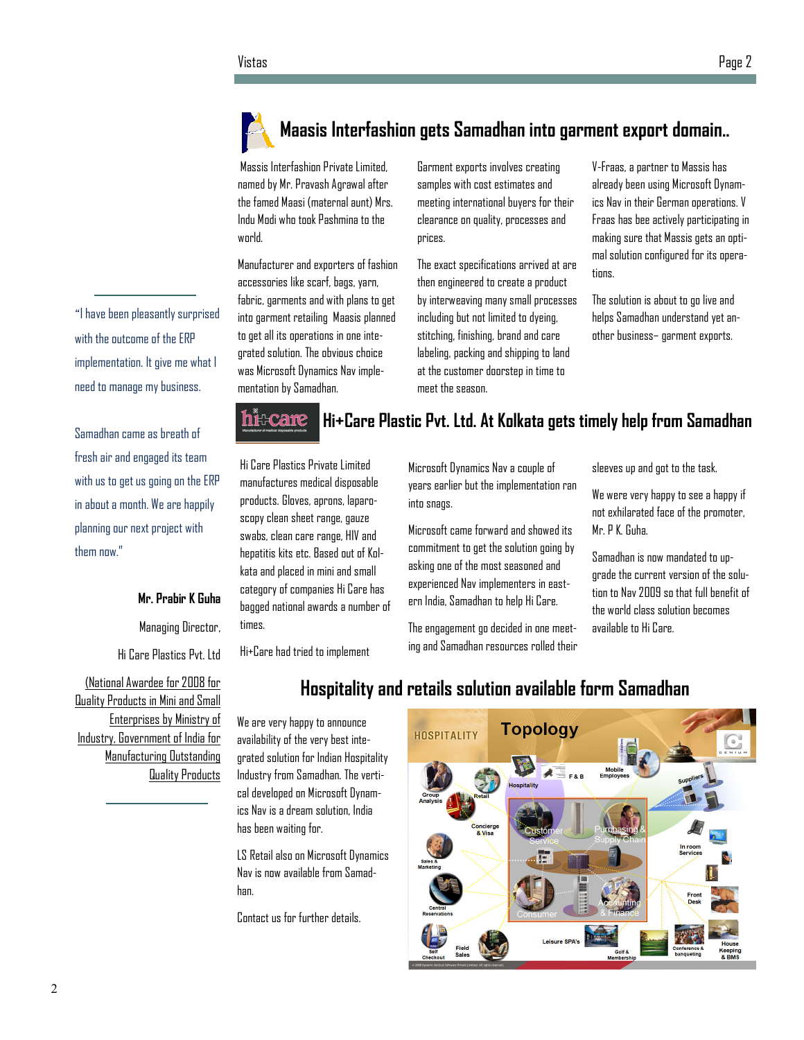## Maasis Interfashion gets Samadhan into garment export domain..

Massis Interfashion Private Limited, named by Mr. Pravash Agrawal after the famed Maasi (maternal aunt) Mrs. Indu Modi who took Pashmina to the world.

Manufacturer and exporters of fashion accessories like scarf, bags, yarn, fabric, garments and with plans to get into garment retailing Maasis planned to get all its operations in one integrated solution. The obvious choice was Microsoft Dynamics Nav implementation by Samadhan.

Garment exports involves creating samples with cost estimates and meeting international buyers for their clearance on quality, processes and prices.

The exact specifications arrived at are then engineered to create a product by interweaving many small processes including but not limited to dyeing, stitching, finishing, brand and care labeling, packing and shipping to land at the customer doorstep in time to meet the season.

V-Fraas, a partner to Massis has already been using Microsoft Dynamics Nav in their German operations. V Fraas has bee actively participating in making sure that Massis gets an optimal solution configured for its operations.

The solution is about to go live and helps Samadhan understand yet another business– garment exports.

> "I have been pleasantly surprised with the outcome of the ERP implementation. It give me what I need to manage my business.
>
> Samadhan came as breath of fresh air and engaged its team with us to get us going on the ERP in about a month. We are happily planning our next project with them now."
>
> **Mr. Prabir K Guha**
>
> Managing Director,
>
> Hi Care Plastics Pvt. Ltd
>
> (National Awardee for 2008 for Quality Products in Mini and Small Enterprises by Ministry of Industry, Government of India for Manufacturing Outstanding Quality Products

## Hi+Care Plastic Pvt. Ltd. At Kolkata gets timely help from Samadhan

Hi Care Plastics Private Limited manufactures medical disposable products. Gloves, aprons, laparoscopy clean sheet range, gauze swabs, clean care range, HIV and hepatitis kits etc. Based out of Kolkata and placed in mini and small category of companies Hi Care has bagged national awards a number of times.

Hi+Care had tried to implement Microsoft Dynamics Nav a couple of years earlier but the implementation ran into snags.

Microsoft came forward and showed its commitment to get the solution going by asking one of the most seasoned and experienced Nav implementers in eastern India, Samadhan to help Hi Care.

The engagement go decided in one meeting and Samadhan resources rolled their sleeves up and got to the task.

We were very happy to see a happy if not exhilarated face of the promoter, Mr. P K. Guha.

Samadhan is now mandated to upgrade the current version of the solution to Nav 2009 so that full benefit of the world class solution becomes available to Hi Care.

## Hospitality and retails solution available form Samadhan

We are very happy to announce availability of the very best integrated solution for Indian Hospitality Industry from Samadhan. The vertical developed on Microsoft Dynamics Nav is a dream solution, India has been waiting for.

LS Retail also on Microsoft Dynamics Nav is now available from Samadhan.

Contact us for further details.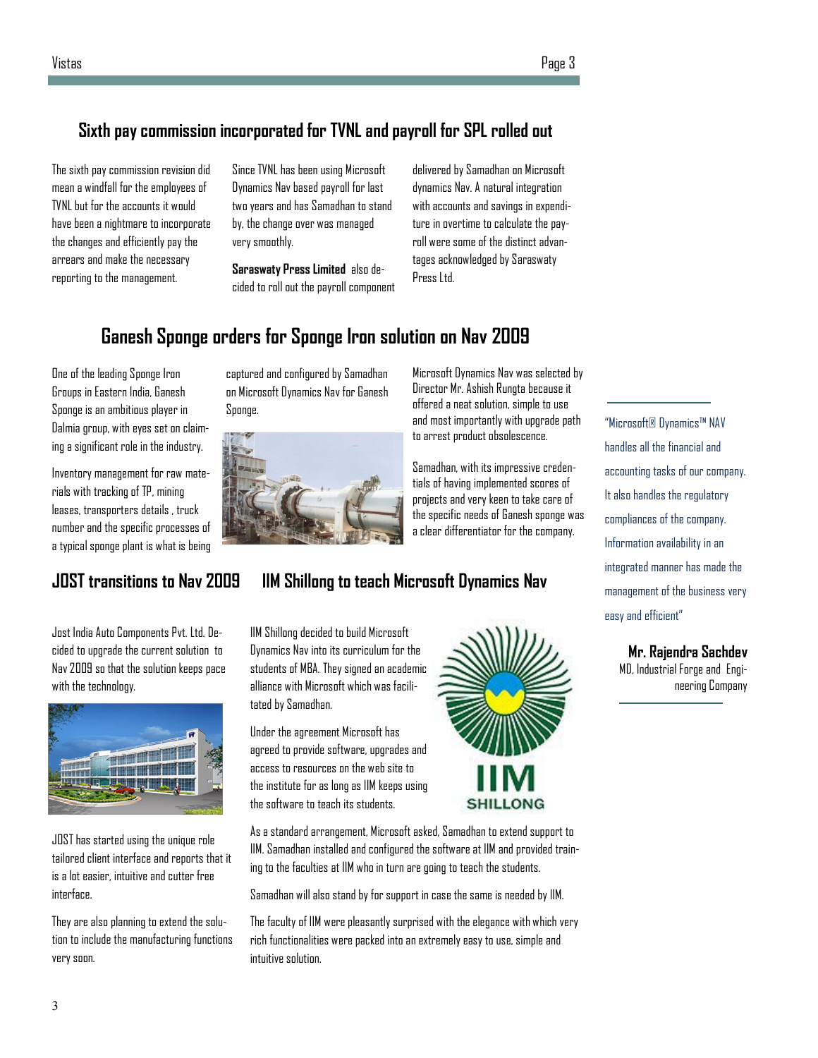## Sixth pay commission incorporated for TVNL and payroll for SPL rolled out

The sixth pay commission revision did mean a windfall for the employees of TVNL but for the accounts it would have been a nightmare to incorporate the changes and efficiently pay the arrears and make the necessary reporting to the management.

Since TVNL has been using Microsoft Dynamics Nav based payroll for last two years and has Samadhan to stand by, the change over was managed very smoothly.

**Saraswaty Press Limited** also decided to roll out the payroll component delivered by Samadhan on Microsoft dynamics Nav. A natural integration with accounts and savings in expenditure in overtime to calculate the payroll were some of the distinct advantages acknowledged by Saraswaty Press Ltd.

## Ganesh Sponge orders for Sponge Iron solution on Nav 2009

One of the leading Sponge Iron Groups in Eastern India, Ganesh Sponge is an ambitious player in Dalmia group, with eyes set on claiming a significant role in the industry.

Inventory management for raw materials with tracking of TP, mining leases, transporters details , truck number and the specific processes of a typical sponge plant is what is being captured and configured by Samadhan on Microsoft Dynamics Nav for Ganesh Sponge.

Microsoft Dynamics Nav was selected by Director Mr. Ashish Rungta because it offered a neat solution, simple to use and most importantly with upgrade path to arrest product obsolescence.

Samadhan, with its impressive credentials of having implemented scores of projects and very keen to take care of the specific needs of Ganesh sponge was a clear differentiator for the company.

## JOST transitions to Nav 2009

Jost India Auto Components Pvt. Ltd. Decided to upgrade the current solution to Nav 2009 so that the solution keeps pace with the technology.

JOST has started using the unique role tailored client interface and reports that it is a lot easier, intuitive and cutter free interface.

They are also planning to extend the solution to include the manufacturing functions very soon.

## IIM Shillong to teach Microsoft Dynamics Nav

IIM Shillong decided to build Microsoft Dynamics Nav into its curriculum for the students of MBA. They signed an academic alliance with Microsoft which was facilitated by Samadhan.

Under the agreement Microsoft has agreed to provide software, upgrades and access to resources on the web site to the institute for as long as IIM keeps using the software to teach its students.

As a standard arrangement, Microsoft asked, Samadhan to extend support to IIM. Samadhan installed and configured the software at IIM and provided training to the faculties at IIM who in turn are going to teach the students.

Samadhan will also stand by for support in case the same is needed by IIM.

The faculty of IIM were pleasantly surprised with the elegance with which very rich functionalities were packed into an extremely easy to use, simple and intuitive solution.

---

"Microsoft® Dynamics™ NAV handles all the financial and accounting tasks of our company. It also handles the regulatory compliances of the company. Information availability in an integrated manner has made the management of the business very easy and efficient"

**Mr. Rajendra Sachdev**
MD, Industrial Forge and Engineering Company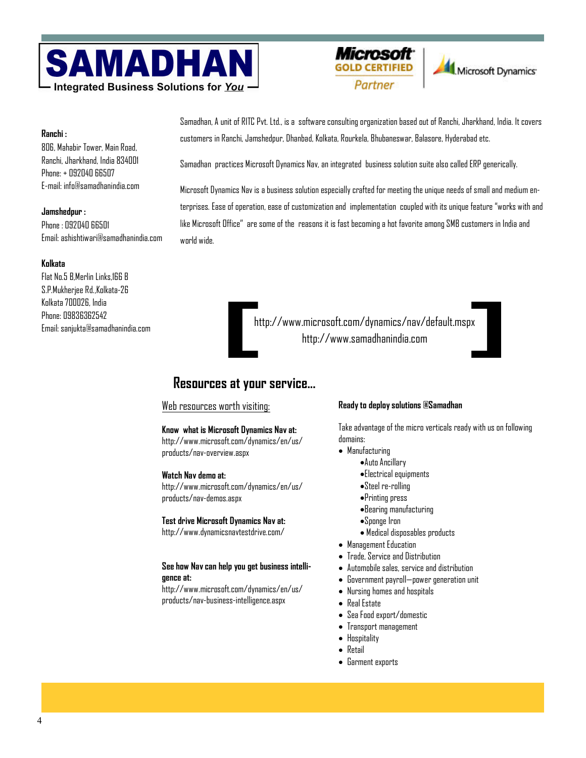# SAMADHAN

Integrated Business Solutions for *You*

Microsoft GOLD CERTIFIED Partner

Microsoft Dynamics

**Ranchi :**
806, Mahabir Tower, Main Road,
Ranchi, Jharkhand, India 834001
Phone: + 092040 66507
E-mail: info@samadhanindia.com

**Jamshedpur :**
Phone : 092040 66501
Email: ashishtiwari@samadhanindia.com

**Kolkata**
Flat No.5 B,Merlin Links,166 B
S.P.Mukherjee Rd.,Kolkata-26
Kolkata 700026, India
Phone: 09836362542
Email: sanjukta@samadhanindia.com

Samadhan, A unit of RITC Pvt. Ltd., is a software consulting organization based out of Ranchi, Jharkhand, India. It covers customers in Ranchi, Jamshedpur, Dhanbad, Kolkata, Rourkela, Bhubaneswar, Balasore, Hyderabad etc.

Samadhan practices Microsoft Dynamics Nav, an integrated business solution suite also called ERP generically.

Microsoft Dynamics Nav is a business solution especially crafted for meeting the unique needs of small and medium enterprises. Ease of operation, ease of customization and implementation coupled with its unique feature "works with and like Microsoft Office" are some of the reasons it is fast becoming a hot favorite among SMB customers in India and world wide.

[ http://www.microsoft.com/dynamics/nav/default.mspx
http://www.samadhanindia.com ]

## Resources at your service...

Web resources worth visiting:

**Know what is Microsoft Dynamics Nav at:**
http://www.microsoft.com/dynamics/en/us/products/nav-overview.aspx

**Watch Nav demo at:**
http://www.microsoft.com/dynamics/en/us/products/nav-demos.aspx

**Test drive Microsoft Dynamics Nav at:**
http://www.dynamicsnavtestdrive.com/

**See how Nav can help you get business intelligence at:**
http://www.microsoft.com/dynamics/en/us/products/nav-business-intelligence.aspx

**Ready to deploy solutions @Samadhan**

Take advantage of the micro verticals ready with us on following domains:

- Manufacturing
    - Auto Ancillary
    - Electrical equipments
    - Steel re-rolling
    - Printing press
    - Bearing manufacturing
    - Sponge Iron
    - Medical disposables products
- Management Education
- Trade, Service and Distribution
- Automobile sales, service and distribution
- Government payroll—power generation unit
- Nursing homes and hospitals
- Real Estate
- Sea Food export/domestic
- Transport management
- Hospitality
- Retail
- Garment exports